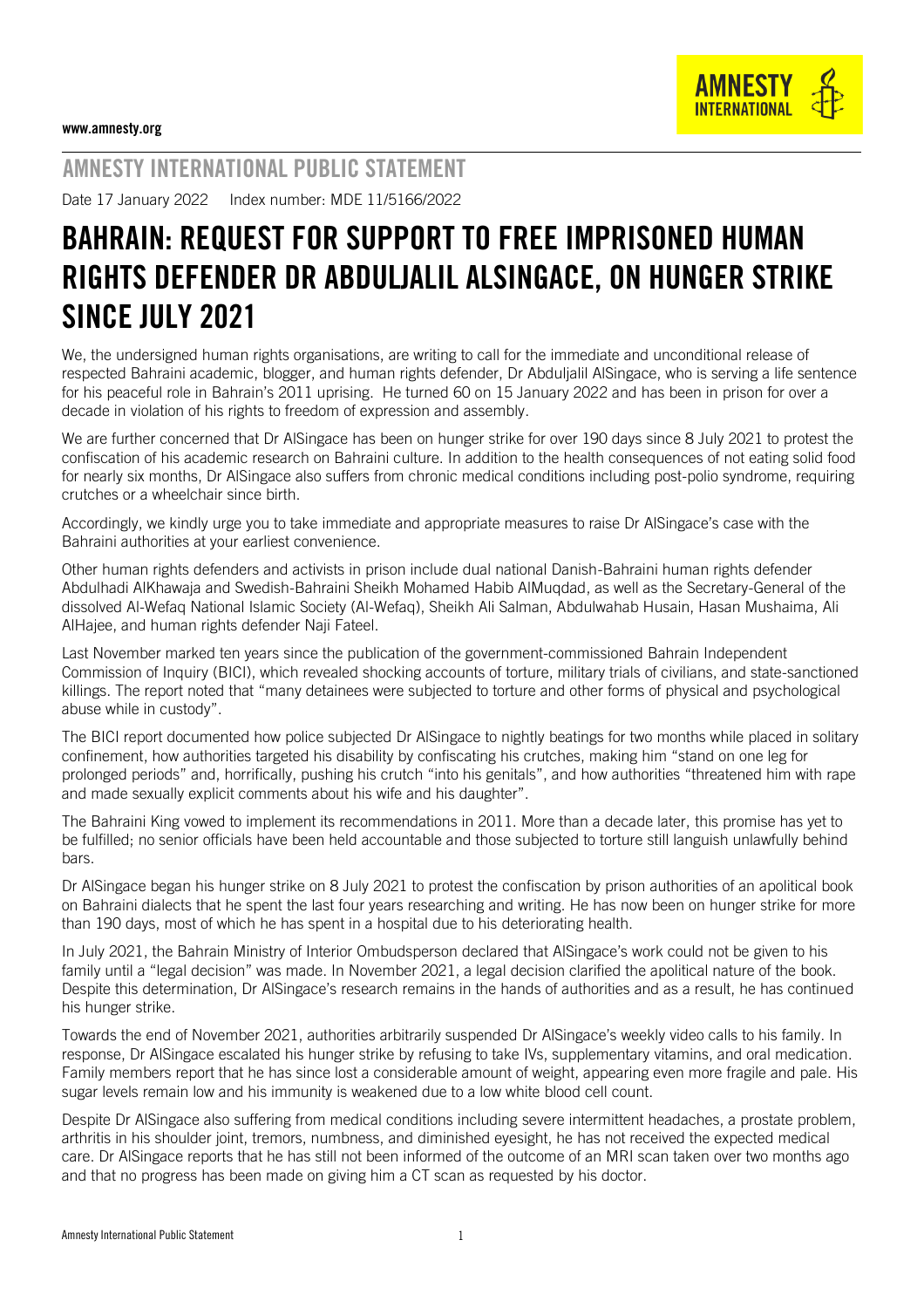www.amnesty.org

## AMNESTY INTERNATIONAL PUBLIC STATEMENT

Date 17 January 2022 Index number: MDE 11/5166/2022

# BAHRAIN: REQUEST FOR SUPPORT TO FREE IMPRISONED HUMAN RIGHTS DEFENDER DR ABDULJALIL ALSINGACE, ON HUNGER STRIKE SINCE JULY 2021

We, the undersigned human rights organisations, are writing to call for the immediate and unconditional release of respected Bahraini academic, blogger, and human rights defender, Dr Abduljalil AlSingace, who is serving a life sentence for his peaceful role in Bahrain's 2011 uprising. He turned 60 on 15 January 2022 and has been in prison for over a decade in violation of his rights to freedom of expression and assembly.

We are further concerned that Dr AlSingace has been on hunger strike for over 190 days since 8 July 2021 to protest the confiscation of his academic research on Bahraini culture. In addition to the health consequences of not eating solid food for nearly six months, Dr AlSingace also suffers from chronic medical conditions including post-polio syndrome, requiring crutches or a wheelchair since birth.

Accordingly, we kindly urge you to take immediate and appropriate measures to raise Dr AlSingace's case with the Bahraini authorities at your earliest convenience.

Other human rights defenders and activists in prison include dual national Danish-Bahraini human rights defender Abdulhadi AlKhawaja and Swedish-Bahraini Sheikh Mohamed Habib AlMuqdad, as well as the Secretary-General of the dissolved Al-Wefaq National Islamic Society (Al-Wefaq), Sheikh Ali Salman, Abdulwahab Husain, Hasan Mushaima, Ali AlHajee, and human rights defender Naji Fateel.

Last November marked ten years since the publication of the government-commissioned Bahrain Independent Commission of Inquiry (BICI), which revealed shocking accounts of torture, military trials of civilians, and state-sanctioned killings. The report noted that "many detainees were subjected to torture and other forms of physical and psychological abuse while in custody".

The BICI report documented how police subjected Dr AlSingace to nightly beatings for two months while placed in solitary confinement, how authorities targeted his disability by confiscating his crutches, making him "stand on one leg for prolonged periods" and, horrifically, pushing his crutch "into his genitals", and how authorities "threatened him with rape and made sexually explicit comments about his wife and his daughter".

The Bahraini King vowed to implement its recommendations in 2011. More than a decade later, this promise has yet to be fulfilled; no senior officials have been held accountable and those subjected to torture still languish unlawfully behind bars.

Dr AlSingace began his hunger strike on 8 July 2021 to protest the confiscation by prison authorities of an apolitical book on Bahraini dialects that he spent the last four years researching and writing. He has now been on hunger strike for more than 190 days, most of which he has spent in a hospital due to his deteriorating health.

In July 2021, the Bahrain Ministry of Interior Ombudsperson declared that AlSingace's work could not be given to his family until a "legal decision" was made. In November 2021, a legal decision clarified the apolitical nature of the book. Despite this determination, Dr AlSingace's research remains in the hands of authorities and as a result, he has continued his hunger strike.

Towards the end of November 2021, authorities arbitrarily suspended Dr AlSingace's weekly video calls to his family. In response, Dr AlSingace escalated his hunger strike by refusing to take IVs, supplementary vitamins, and oral medication. Family members report that he has since lost a considerable amount of weight, appearing even more fragile and pale. His sugar levels remain low and his immunity is weakened due to a low white blood cell count.

Despite Dr AlSingace also suffering from medical conditions including severe intermittent headaches, a prostate problem, arthritis in his shoulder joint, tremors, numbness, and diminished eyesight, he has not received the expected medical care. Dr AlSingace reports that he has still not been informed of the outcome of an MRI scan taken over two months ago and that no progress has been made on giving him a CT scan as requested by his doctor.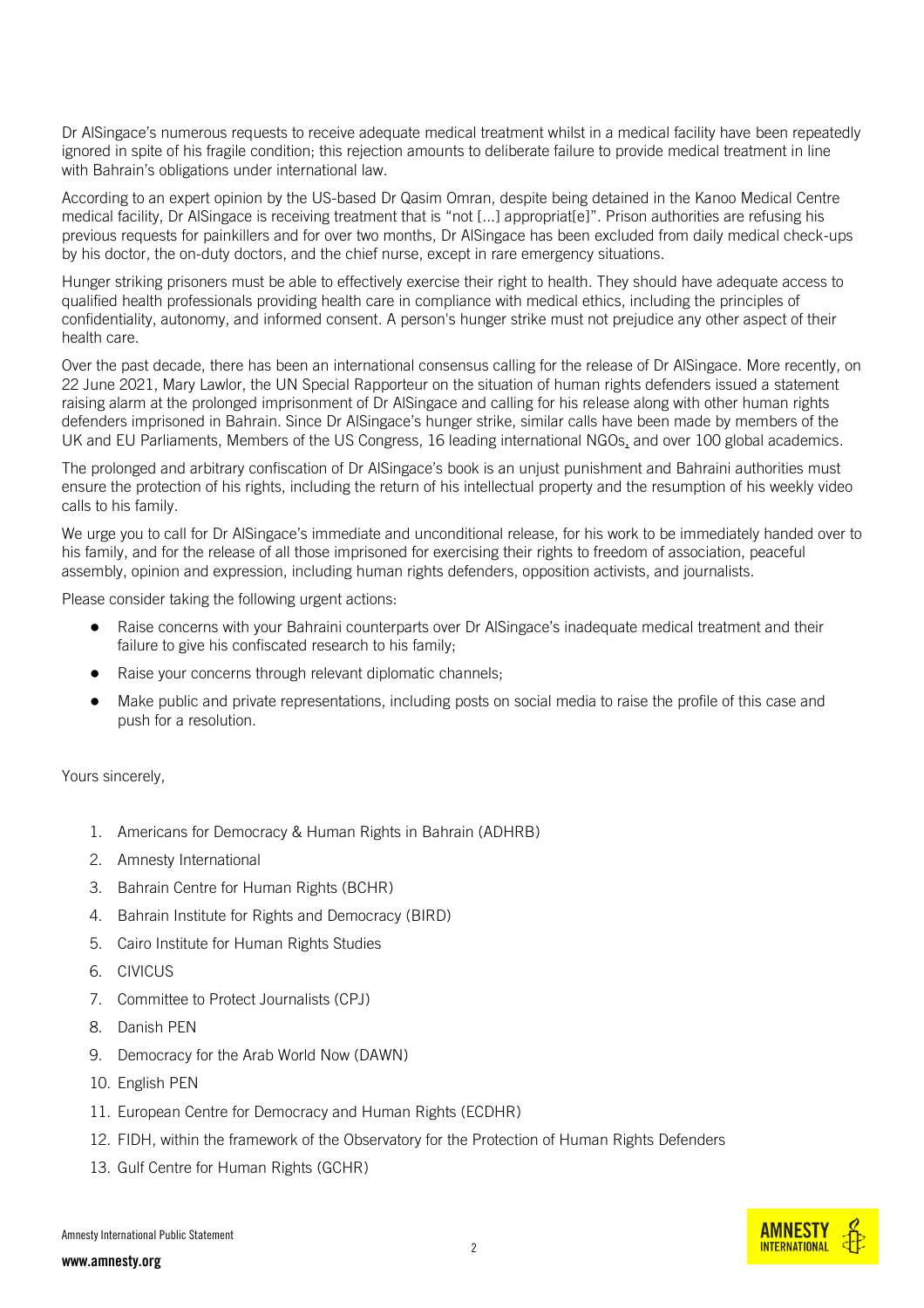Dr AlSingace's numerous requests to receive adequate medical treatment whilst in a medical facility have been repeatedly ignored in spite of his fragile condition; this rejection amounts to deliberate failure to provide medical treatment in line with Bahrain's obligations under international law.

According to an expert opinion by the US-based Dr Qasim Omran, despite being detained in the Kanoo Medical Centre medical facility, Dr AlSingace is receiving treatment that is "not [...] appropriat[e]". Prison authorities are refusing his previous requests for painkillers and for over two months, Dr AlSingace has been excluded from daily medical check-ups by his doctor, the on-duty doctors, and the chief nurse, except in rare emergency situations.

Hunger striking prisoners must be able to effectively exercise their right to health. They should have adequate access to qualified health professionals providing health care in compliance with medical ethics, including the principles of confidentiality, autonomy, and informed consent. A person's hunger strike must not prejudice any other aspect of their health care.

Over the past decade, there has been an international consensus calling for the release of Dr AlSingace. More recently, on 22 June 2021, Mary Lawlor, the UN Special Rapporteur on the situation of human rights defenders issued a statement raising alarm at the prolonged imprisonment of Dr AlSingace and calling for his release along with other human rights defenders imprisoned in Bahrain. Since Dr AlSingace's hunger strike, similar calls have been made by members of the UK and EU Parliaments, Members of the US Congress, 16 leading international NGOs, and over 100 global academics.

The prolonged and arbitrary confiscation of Dr AlSingace's book is an unjust punishment and Bahraini authorities must ensure the protection of his rights, including the return of his intellectual property and the resumption of his weekly video calls to his family.

We urge you to call for Dr AlSingace's immediate and unconditional release, for his work to be immediately handed over to his family, and for the release of all those imprisoned for exercising their rights to freedom of association, peaceful assembly, opinion and expression, including human rights defenders, opposition activists, and journalists.

Please consider taking the following urgent actions:

- Raise concerns with your Bahraini counterparts over Dr AlSingace's inadequate medical treatment and their failure to give his confiscated research to his family;
- Raise your concerns through relevant diplomatic channels;
- Make public and private representations, including posts on social media to raise the profile of this case and push for a resolution.

Yours sincerely,

1. Americans for Democracy & Human Rights in Bahrain (ADHRB)
2. Amnesty International
3. Bahrain Centre for Human Rights (BCHR)
4. Bahrain Institute for Rights and Democracy (BIRD)
5. Cairo Institute for Human Rights Studies
6. CIVICUS
7. Committee to Protect Journalists (CPJ)
8. Danish PEN
9. Democracy for the Arab World Now (DAWN)
10. English PEN
11. European Centre for Democracy and Human Rights (ECDHR)
12. FIDH, within the framework of the Observatory for the Protection of Human Rights Defenders
13. Gulf Centre for Human Rights (GCHR)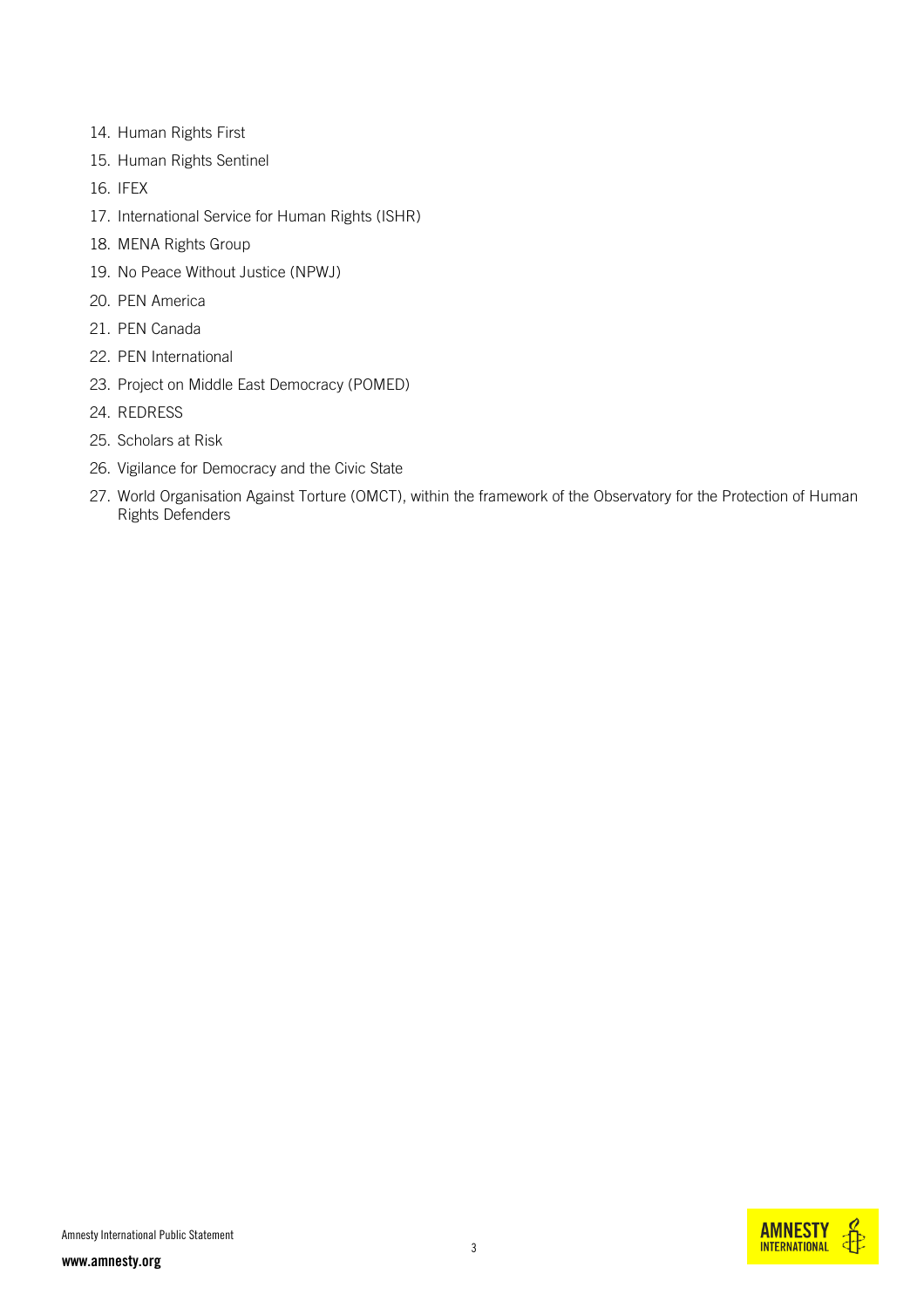14. Human Rights First
15. Human Rights Sentinel
16. IFEX
17. International Service for Human Rights (ISHR)
18. MENA Rights Group
19. No Peace Without Justice (NPWJ)
20. PEN America
21. PEN Canada
22. PEN International
23. Project on Middle East Democracy (POMED)
24. REDRESS
25. Scholars at Risk
26. Vigilance for Democracy and the Civic State
27. World Organisation Against Torture (OMCT), within the framework of the Observatory for the Protection of Human Rights Defenders